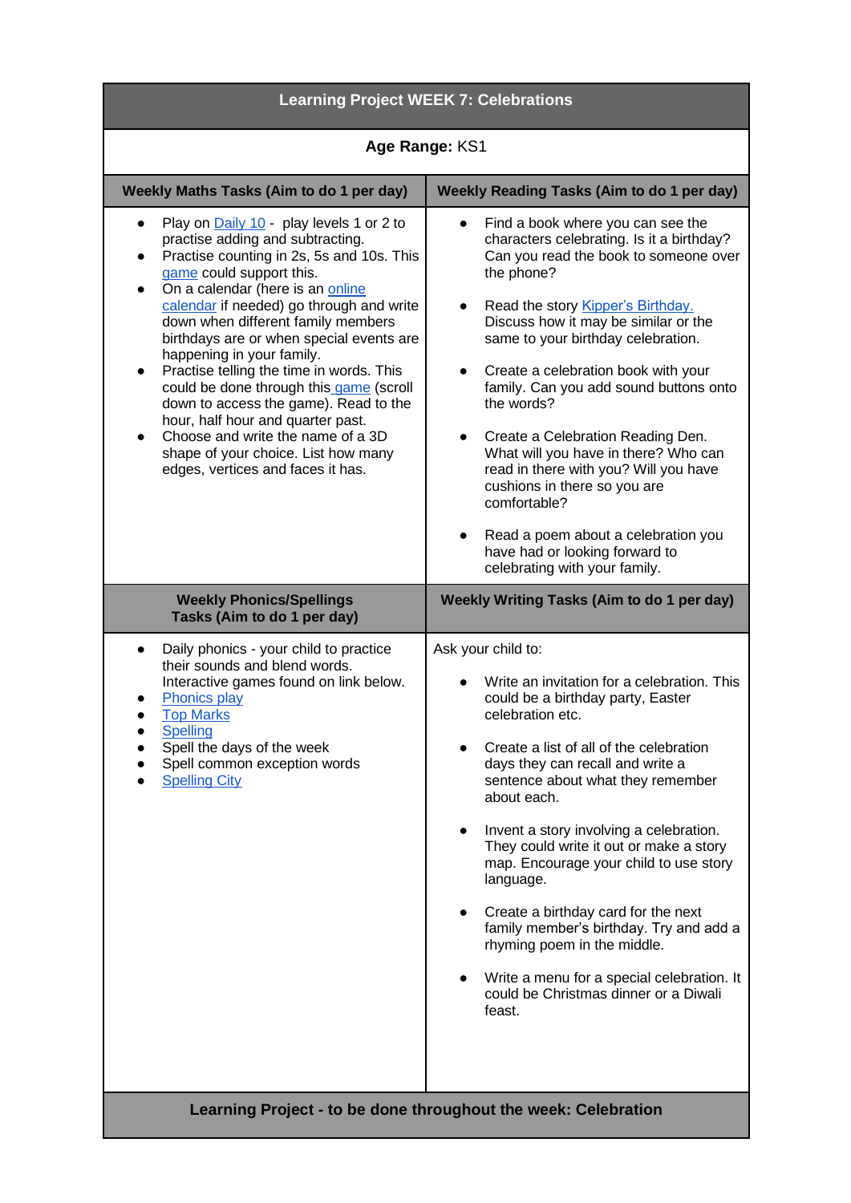# Learning Project WEEK 7: Celebrations

**Age Range:** KS1

| Weekly Maths Tasks (Aim to do 1 per day) | Weekly Reading Tasks (Aim to do 1 per day) |
|---|---|
| • Play on Daily 10 - play levels 1 or 2 to practise adding and subtracting.<br>• Practise counting in 2s, 5s and 10s. This game could support this.<br>• On a calendar (here is an online calendar if needed) go through and write down when different family members birthdays are or when special events are happening in your family.<br>• Practise telling the time in words. This could be done through this game (scroll down to access the game). Read to the hour, half hour and quarter past.<br>• Choose and write the name of a 3D shape of your choice. List how many edges, vertices and faces it has. | • Find a book where you can see the characters celebrating. Is it a birthday? Can you read the book to someone over the phone?<br>• Read the story Kipper's Birthday. Discuss how it may be similar or the same to your birthday celebration.<br>• Create a celebration book with your family. Can you add sound buttons onto the words?<br>• Create a Celebration Reading Den. What will you have in there? Who can read in there with you? Will you have cushions in there so you are comfortable?<br>• Read a poem about a celebration you have had or looking forward to celebrating with your family. |

| Weekly Phonics/Spellings Tasks (Aim to do 1 per day) | Weekly Writing Tasks (Aim to do 1 per day) |
|---|---|
| • Daily phonics - your child to practice their sounds and blend words. Interactive games found on link below.<br>• Phonics play<br>• Top Marks<br>• Spelling<br>• Spell the days of the week<br>• Spell common exception words<br>• Spelling City | Ask your child to:<br>• Write an invitation for a celebration. This could be a birthday party, Easter celebration etc.<br>• Create a list of all of the celebration days they can recall and write a sentence about what they remember about each.<br>• Invent a story involving a celebration. They could write it out or make a story map. Encourage your child to use story language.<br>• Create a birthday card for the next family member's birthday. Try and add a rhyming poem in the middle.<br>• Write a menu for a special celebration. It could be Christmas dinner or a Diwali feast. |

## Learning Project - to be done throughout the week: Celebration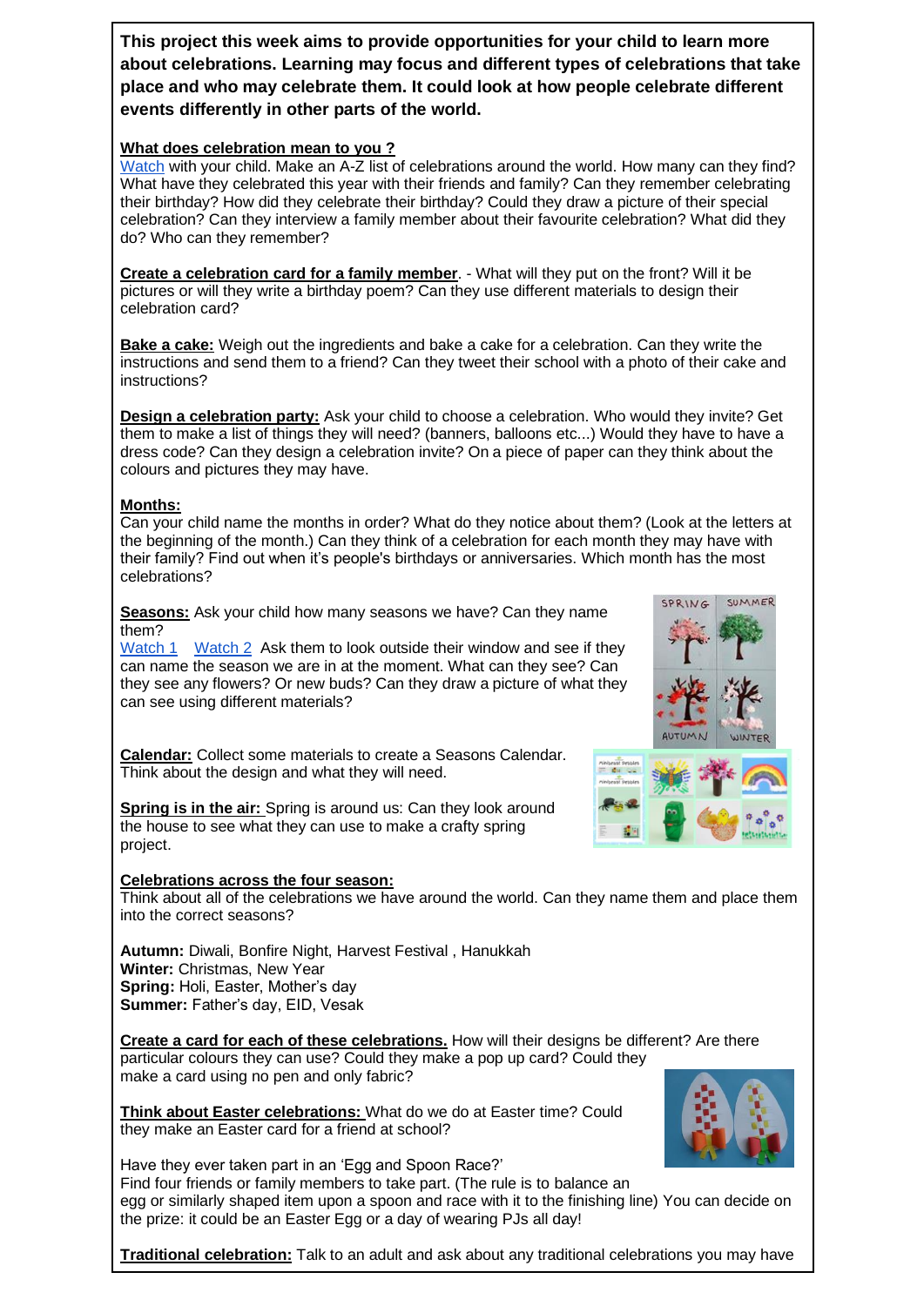**This project this week aims to provide opportunities for your child to learn more about celebrations. Learning may focus and different types of celebrations that take place and who may celebrate them. It could look at how people celebrate different events differently in other parts of the world.**

**What does celebration mean to you ?**

Watch with your child. Make an A-Z list of celebrations around the world. How many can they find? What have they celebrated this year with their friends and family? Can they remember celebrating their birthday? How did they celebrate their birthday? Could they draw a picture of their special celebration? Can they interview a family member about their favourite celebration? What did they do? Who can they remember?

**Create a celebration card for a family member**. - What will they put on the front? Will it be pictures or will they write a birthday poem? Can they use different materials to design their celebration card?

**Bake a cake:** Weigh out the ingredients and bake a cake for a celebration. Can they write the instructions and send them to a friend? Can they tweet their school with a photo of their cake and instructions?

**Design a celebration party:** Ask your child to choose a celebration. Who would they invite? Get them to make a list of things they will need? (banners, balloons etc...) Would they have to have a dress code? Can they design a celebration invite? On a piece of paper can they think about the colours and pictures they may have.

**Months:**

Can your child name the months in order? What do they notice about them? (Look at the letters at the beginning of the month.) Can they think of a celebration for each month they may have with their family? Find out when it's people's birthdays or anniversaries. Which month has the most celebrations?

**Seasons:** Ask your child how many seasons we have? Can they name them?

Watch 1 Watch 2 Ask them to look outside their window and see if they can name the season we are in at the moment. What can they see? Can they see any flowers? Or new buds? Can they draw a picture of what they can see using different materials?

**Calendar:** Collect some materials to create a Seasons Calendar. Think about the design and what they will need.

**Spring is in the air:** Spring is around us: Can they look around the house to see what they can use to make a crafty spring project.

**Celebrations across the four season:**

Think about all of the celebrations we have around the world. Can they name them and place them into the correct seasons?

**Autumn:** Diwali, Bonfire Night, Harvest Festival , Hanukkah
**Winter:** Christmas, New Year
**Spring:** Holi, Easter, Mother's day
**Summer:** Father's day, EID, Vesak

**Create a card for each of these celebrations.** How will their designs be different? Are there particular colours they can use? Could they make a pop up card? Could they make a card using no pen and only fabric?

**Think about Easter celebrations:** What do we do at Easter time? Could they make an Easter card for a friend at school?

Have they ever taken part in an 'Egg and Spoon Race?'
Find four friends or family members to take part. (The rule is to balance an egg or similarly shaped item upon a spoon and race with it to the finishing line) You can decide on the prize: it could be an Easter Egg or a day of wearing PJs all day!

**Traditional celebration:** Talk to an adult and ask about any traditional celebrations you may have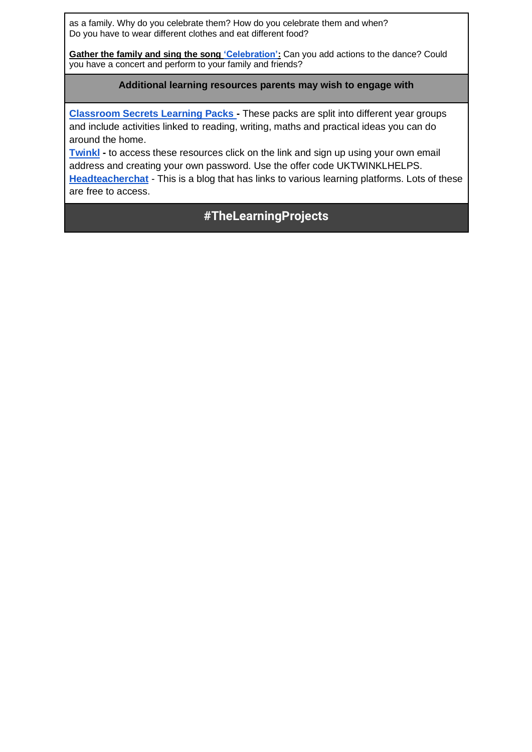as a family. Why do you celebrate them? How do you celebrate them and when? Do you have to wear different clothes and eat different food?

**Gather the family and sing the song 'Celebration':** Can you add actions to the dance? Could you have a concert and perform to your family and friends?

**Additional learning resources parents may wish to engage with**

**Classroom Secrets Learning Packs -** These packs are split into different year groups and include activities linked to reading, writing, maths and practical ideas you can do around the home.
**Twinkl -** to access these resources click on the link and sign up using your own email address and creating your own password. Use the offer code UKTWINKLHELPS.
**Headteacherchat** - This is a blog that has links to various learning platforms. Lots of these are free to access.

**#TheLearningProjects**